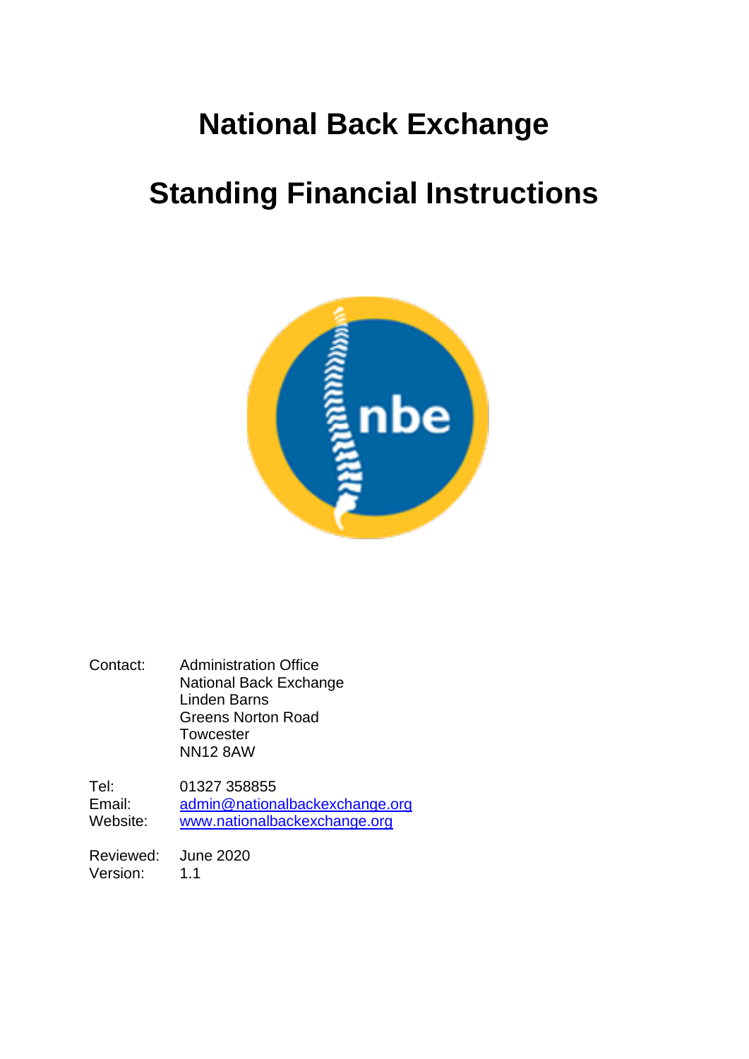# National Back Exchange

# Standing Financial Instructions

| | |
|---|---|
| Contact: | Administration Office<br>National Back Exchange<br>Linden Barns<br>Greens Norton Road<br>Towcester<br>NN12 8AW |
| Tel: | 01327 358855 |
| Email: | admin@nationalbackexchange.org |
| Website: | www.nationalbackexchange.org |
| Reviewed: | June 2020 |
| Version: | 1.1 |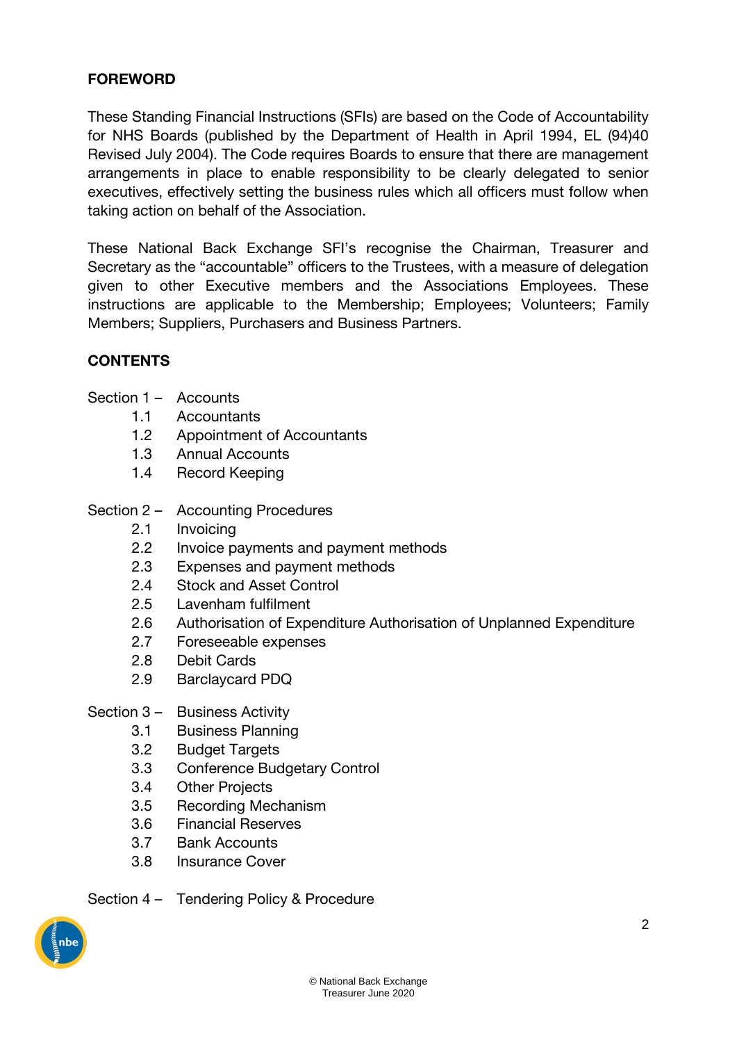## FOREWORD

These Standing Financial Instructions (SFIs) are based on the Code of Accountability for NHS Boards (published by the Department of Health in April 1994, EL (94)40 Revised July 2004). The Code requires Boards to ensure that there are management arrangements in place to enable responsibility to be clearly delegated to senior executives, effectively setting the business rules which all officers must follow when taking action on behalf of the Association.

These National Back Exchange SFI's recognise the Chairman, Treasurer and Secretary as the "accountable" officers to the Trustees, with a measure of delegation given to other Executive members and the Associations Employees. These instructions are applicable to the Membership; Employees; Volunteers; Family Members; Suppliers, Purchasers and Business Partners.

## CONTENTS

Section 1 – Accounts

- 1.1 Accountants
- 1.2 Appointment of Accountants
- 1.3 Annual Accounts
- 1.4 Record Keeping

Section 2 – Accounting Procedures

- 2.1 Invoicing
- 2.2 Invoice payments and payment methods
- 2.3 Expenses and payment methods
- 2.4 Stock and Asset Control
- 2.5 Lavenham fulfilment
- 2.6 Authorisation of Expenditure Authorisation of Unplanned Expenditure
- 2.7 Foreseeable expenses
- 2.8 Debit Cards
- 2.9 Barclaycard PDQ

Section 3 – Business Activity

- 3.1 Business Planning
- 3.2 Budget Targets
- 3.3 Conference Budgetary Control
- 3.4 Other Projects
- 3.5 Recording Mechanism
- 3.6 Financial Reserves
- 3.7 Bank Accounts
- 3.8 Insurance Cover

Section 4 – Tendering Policy & Procedure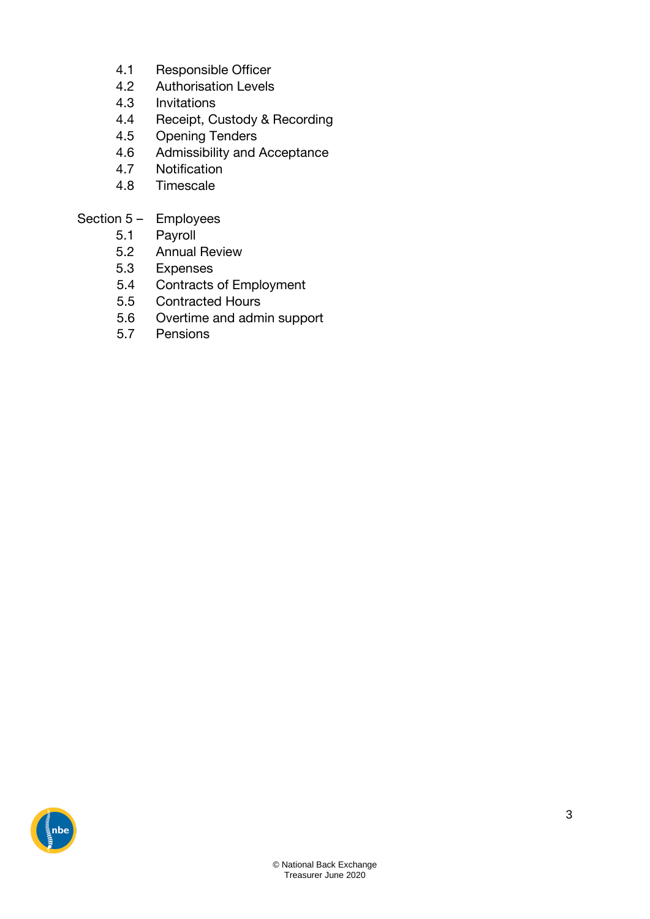- 4.1 Responsible Officer
- 4.2 Authorisation Levels
- 4.3 Invitations
- 4.4 Receipt, Custody & Recording
- 4.5 Opening Tenders
- 4.6 Admissibility and Acceptance
- 4.7 Notification
- 4.8 Timescale

Section 5 – Employees

- 5.1 Payroll
- 5.2 Annual Review
- 5.3 Expenses
- 5.4 Contracts of Employment
- 5.5 Contracted Hours
- 5.6 Overtime and admin support
- 5.7 Pensions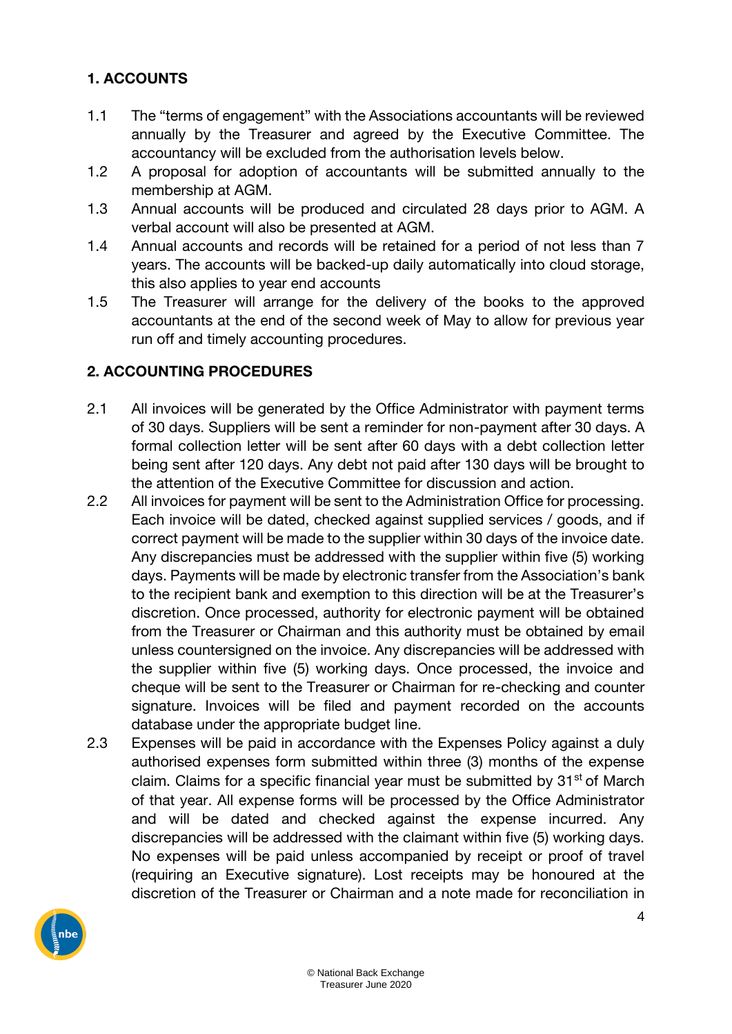## 1. ACCOUNTS

1.1 The "terms of engagement" with the Associations accountants will be reviewed annually by the Treasurer and agreed by the Executive Committee. The accountancy will be excluded from the authorisation levels below.

1.2 A proposal for adoption of accountants will be submitted annually to the membership at AGM.

1.3 Annual accounts will be produced and circulated 28 days prior to AGM. A verbal account will also be presented at AGM.

1.4 Annual accounts and records will be retained for a period of not less than 7 years. The accounts will be backed-up daily automatically into cloud storage, this also applies to year end accounts

1.5 The Treasurer will arrange for the delivery of the books to the approved accountants at the end of the second week of May to allow for previous year run off and timely accounting procedures.

## 2. ACCOUNTING PROCEDURES

2.1 All invoices will be generated by the Office Administrator with payment terms of 30 days. Suppliers will be sent a reminder for non-payment after 30 days. A formal collection letter will be sent after 60 days with a debt collection letter being sent after 120 days. Any debt not paid after 130 days will be brought to the attention of the Executive Committee for discussion and action.

2.2 All invoices for payment will be sent to the Administration Office for processing. Each invoice will be dated, checked against supplied services / goods, and if correct payment will be made to the supplier within 30 days of the invoice date. Any discrepancies must be addressed with the supplier within five (5) working days. Payments will be made by electronic transfer from the Association's bank to the recipient bank and exemption to this direction will be at the Treasurer's discretion. Once processed, authority for electronic payment will be obtained from the Treasurer or Chairman and this authority must be obtained by email unless countersigned on the invoice. Any discrepancies will be addressed with the supplier within five (5) working days. Once processed, the invoice and cheque will be sent to the Treasurer or Chairman for re-checking and counter signature. Invoices will be filed and payment recorded on the accounts database under the appropriate budget line.

2.3 Expenses will be paid in accordance with the Expenses Policy against a duly authorised expenses form submitted within three (3) months of the expense claim. Claims for a specific financial year must be submitted by 31st of March of that year. All expense forms will be processed by the Office Administrator and will be dated and checked against the expense incurred. Any discrepancies will be addressed with the claimant within five (5) working days. No expenses will be paid unless accompanied by receipt or proof of travel (requiring an Executive signature). Lost receipts may be honoured at the discretion of the Treasurer or Chairman and a note made for reconciliation in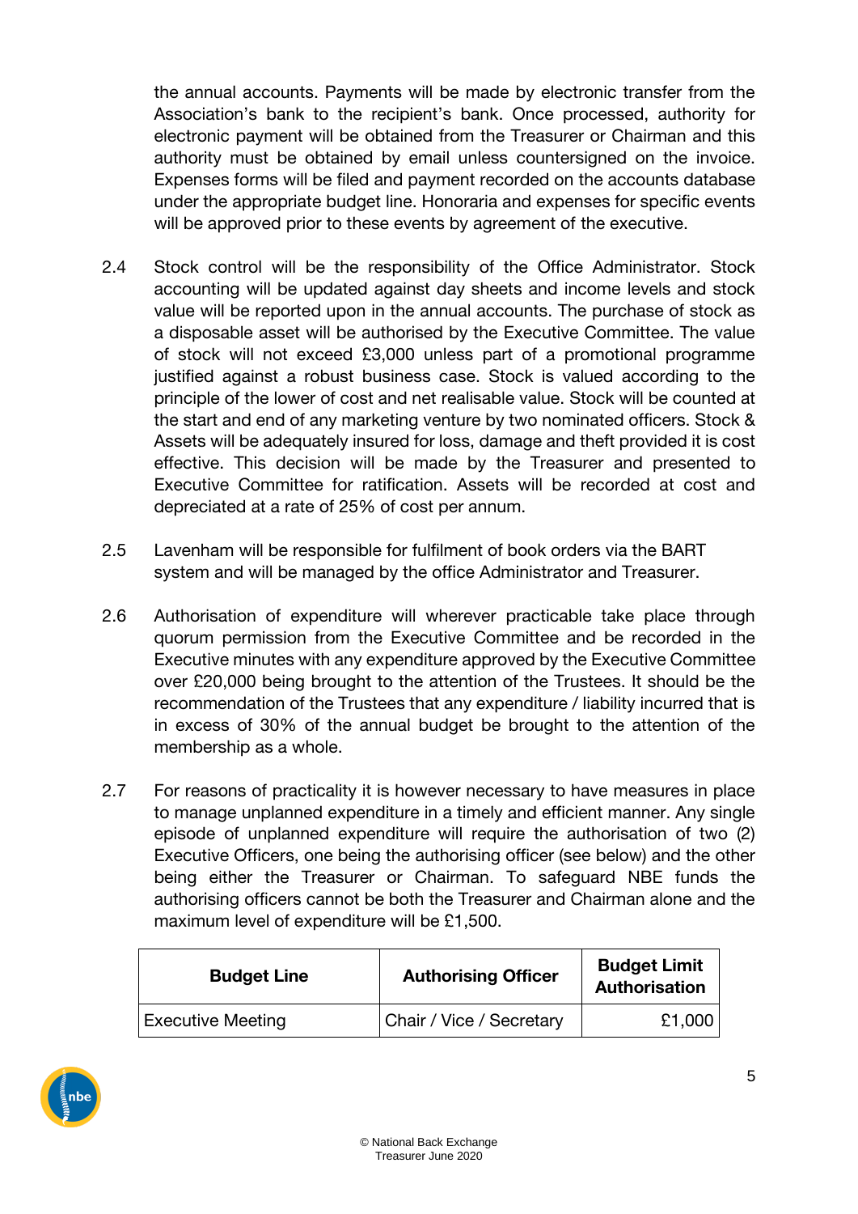the annual accounts. Payments will be made by electronic transfer from the Association's bank to the recipient's bank. Once processed, authority for electronic payment will be obtained from the Treasurer or Chairman and this authority must be obtained by email unless countersigned on the invoice. Expenses forms will be filed and payment recorded on the accounts database under the appropriate budget line. Honoraria and expenses for specific events will be approved prior to these events by agreement of the executive.

2.4 Stock control will be the responsibility of the Office Administrator. Stock accounting will be updated against day sheets and income levels and stock value will be reported upon in the annual accounts. The purchase of stock as a disposable asset will be authorised by the Executive Committee. The value of stock will not exceed £3,000 unless part of a promotional programme justified against a robust business case. Stock is valued according to the principle of the lower of cost and net realisable value. Stock will be counted at the start and end of any marketing venture by two nominated officers. Stock & Assets will be adequately insured for loss, damage and theft provided it is cost effective. This decision will be made by the Treasurer and presented to Executive Committee for ratification. Assets will be recorded at cost and depreciated at a rate of 25% of cost per annum.

2.5 Lavenham will be responsible for fulfilment of book orders via the BART system and will be managed by the office Administrator and Treasurer.

2.6 Authorisation of expenditure will wherever practicable take place through quorum permission from the Executive Committee and be recorded in the Executive minutes with any expenditure approved by the Executive Committee over £20,000 being brought to the attention of the Trustees. It should be the recommendation of the Trustees that any expenditure / liability incurred that is in excess of 30% of the annual budget be brought to the attention of the membership as a whole.

2.7 For reasons of practicality it is however necessary to have measures in place to manage unplanned expenditure in a timely and efficient manner. Any single episode of unplanned expenditure will require the authorisation of two (2) Executive Officers, one being the authorising officer (see below) and the other being either the Treasurer or Chairman. To safeguard NBE funds the authorising officers cannot be both the Treasurer and Chairman alone and the maximum level of expenditure will be £1,500.

| Budget Line | Authorising Officer | Budget Limit Authorisation |
|---|---|---|
| Executive Meeting | Chair / Vice / Secretary | £1,000 |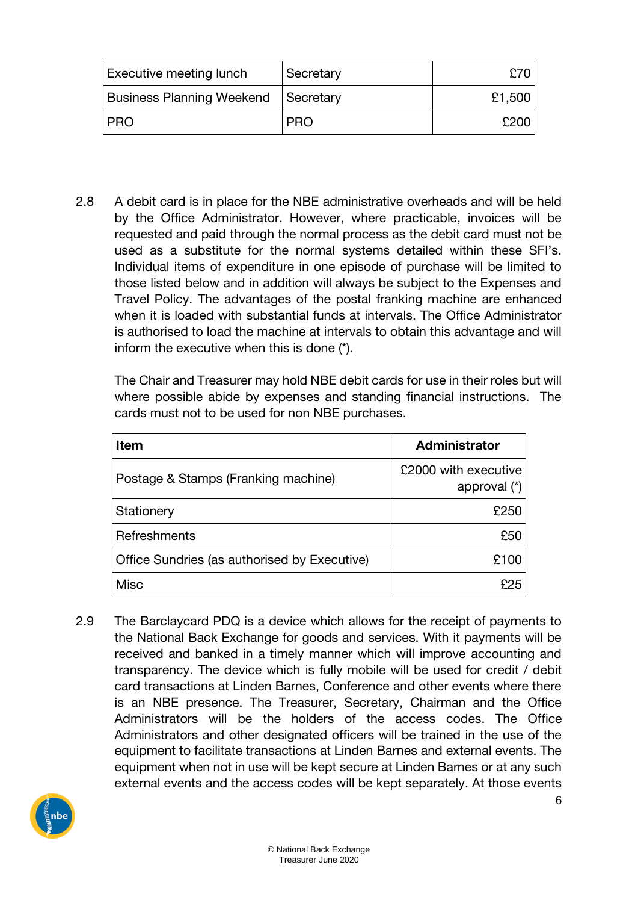| Executive meeting lunch | Secretary | £70 |
| --- | --- | --- |
| Business Planning Weekend | Secretary | £1,500 |
| PRO | PRO | £200 |

2.8 A debit card is in place for the NBE administrative overheads and will be held by the Office Administrator. However, where practicable, invoices will be requested and paid through the normal process as the debit card must not be used as a substitute for the normal systems detailed within these SFI's. Individual items of expenditure in one episode of purchase will be limited to those listed below and in addition will always be subject to the Expenses and Travel Policy. The advantages of the postal franking machine are enhanced when it is loaded with substantial funds at intervals. The Office Administrator is authorised to load the machine at intervals to obtain this advantage and will inform the executive when this is done (*).

The Chair and Treasurer may hold NBE debit cards for use in their roles but will where possible abide by expenses and standing financial instructions. The cards must not to be used for non NBE purchases.

| **Item** | **Administrator** |
| --- | --- |
| Postage & Stamps (Franking machine) | £2000 with executive approval (*) |
| Stationery | £250 |
| Refreshments | £50 |
| Office Sundries (as authorised by Executive) | £100 |
| Misc | £25 |

2.9 The Barclaycard PDQ is a device which allows for the receipt of payments to the National Back Exchange for goods and services. With it payments will be received and banked in a timely manner which will improve accounting and transparency. The device which is fully mobile will be used for credit / debit card transactions at Linden Barnes, Conference and other events where there is an NBE presence. The Treasurer, Secretary, Chairman and the Office Administrators will be the holders of the access codes. The Office Administrators and other designated officers will be trained in the use of the equipment to facilitate transactions at Linden Barnes and external events. The equipment when not in use will be kept secure at Linden Barnes or at any such external events and the access codes will be kept separately. At those events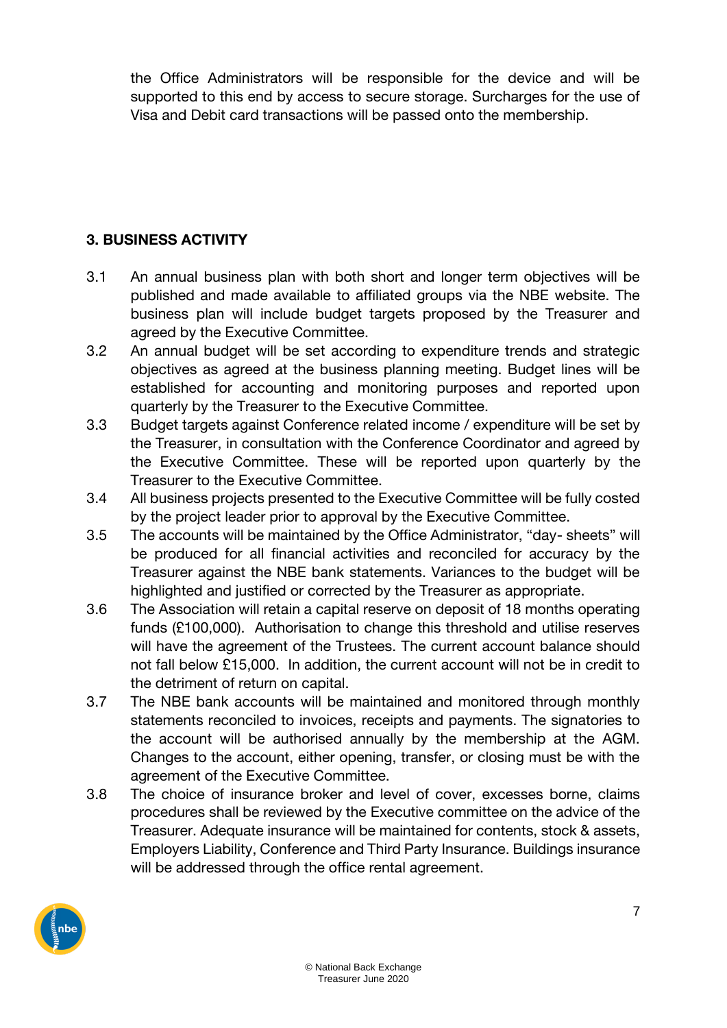the Office Administrators will be responsible for the device and will be supported to this end by access to secure storage. Surcharges for the use of Visa and Debit card transactions will be passed onto the membership.

### 3. BUSINESS ACTIVITY

3.1 An annual business plan with both short and longer term objectives will be published and made available to affiliated groups via the NBE website. The business plan will include budget targets proposed by the Treasurer and agreed by the Executive Committee.

3.2 An annual budget will be set according to expenditure trends and strategic objectives as agreed at the business planning meeting. Budget lines will be established for accounting and monitoring purposes and reported upon quarterly by the Treasurer to the Executive Committee.

3.3 Budget targets against Conference related income / expenditure will be set by the Treasurer, in consultation with the Conference Coordinator and agreed by the Executive Committee. These will be reported upon quarterly by the Treasurer to the Executive Committee.

3.4 All business projects presented to the Executive Committee will be fully costed by the project leader prior to approval by the Executive Committee.

3.5 The accounts will be maintained by the Office Administrator, "day- sheets" will be produced for all financial activities and reconciled for accuracy by the Treasurer against the NBE bank statements. Variances to the budget will be highlighted and justified or corrected by the Treasurer as appropriate.

3.6 The Association will retain a capital reserve on deposit of 18 months operating funds (£100,000). Authorisation to change this threshold and utilise reserves will have the agreement of the Trustees. The current account balance should not fall below £15,000. In addition, the current account will not be in credit to the detriment of return on capital.

3.7 The NBE bank accounts will be maintained and monitored through monthly statements reconciled to invoices, receipts and payments. The signatories to the account will be authorised annually by the membership at the AGM. Changes to the account, either opening, transfer, or closing must be with the agreement of the Executive Committee.

3.8 The choice of insurance broker and level of cover, excesses borne, claims procedures shall be reviewed by the Executive committee on the advice of the Treasurer. Adequate insurance will be maintained for contents, stock & assets, Employers Liability, Conference and Third Party Insurance. Buildings insurance will be addressed through the office rental agreement.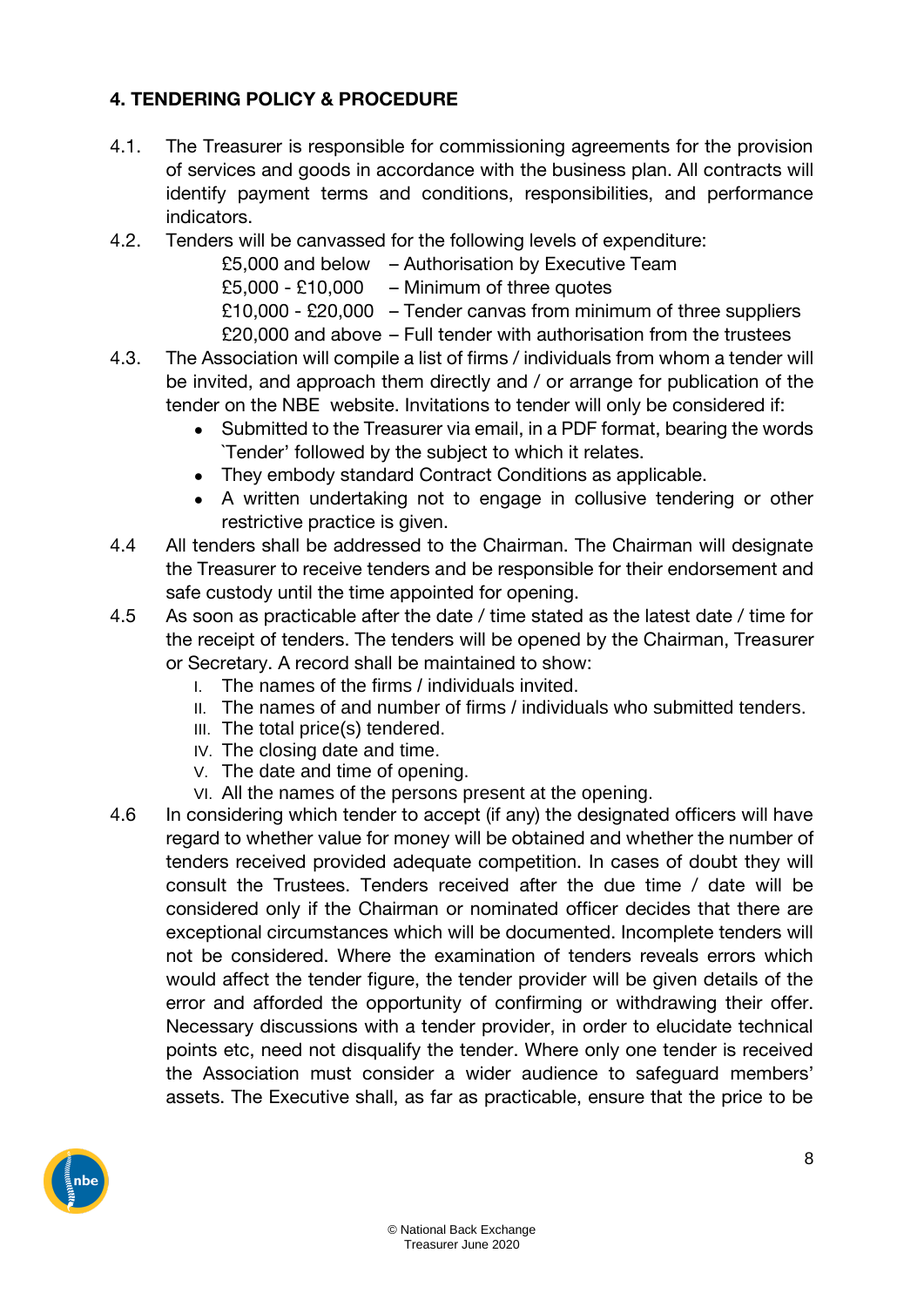### 4. TENDERING POLICY & PROCEDURE

4.1. The Treasurer is responsible for commissioning agreements for the provision of services and goods in accordance with the business plan. All contracts will identify payment terms and conditions, responsibilities, and performance indicators.

4.2. Tenders will be canvassed for the following levels of expenditure:

| | |
|---|---|
| £5,000 and below | – Authorisation by Executive Team |
| £5,000 - £10,000 | – Minimum of three quotes |
| £10,000 - £20,000 | – Tender canvas from minimum of three suppliers |
| £20,000 and above | – Full tender with authorisation from the trustees |

4.3. The Association will compile a list of firms / individuals from whom a tender will be invited, and approach them directly and / or arrange for publication of the tender on the NBE website. Invitations to tender will only be considered if:

- Submitted to the Treasurer via email, in a PDF format, bearing the words `Tender' followed by the subject to which it relates.
- They embody standard Contract Conditions as applicable.
- A written undertaking not to engage in collusive tendering or other restrictive practice is given.

4.4 All tenders shall be addressed to the Chairman. The Chairman will designate the Treasurer to receive tenders and be responsible for their endorsement and safe custody until the time appointed for opening.

4.5 As soon as practicable after the date / time stated as the latest date / time for the receipt of tenders. The tenders will be opened by the Chairman, Treasurer or Secretary. A record shall be maintained to show:

I. The names of the firms / individuals invited.
II. The names of and number of firms / individuals who submitted tenders.
III. The total price(s) tendered.
IV. The closing date and time.
V. The date and time of opening.
VI. All the names of the persons present at the opening.

4.6 In considering which tender to accept (if any) the designated officers will have regard to whether value for money will be obtained and whether the number of tenders received provided adequate competition. In cases of doubt they will consult the Trustees. Tenders received after the due time / date will be considered only if the Chairman or nominated officer decides that there are exceptional circumstances which will be documented. Incomplete tenders will not be considered. Where the examination of tenders reveals errors which would affect the tender figure, the tender provider will be given details of the error and afforded the opportunity of confirming or withdrawing their offer. Necessary discussions with a tender provider, in order to elucidate technical points etc, need not disqualify the tender. Where only one tender is received the Association must consider a wider audience to safeguard members' assets. The Executive shall, as far as practicable, ensure that the price to be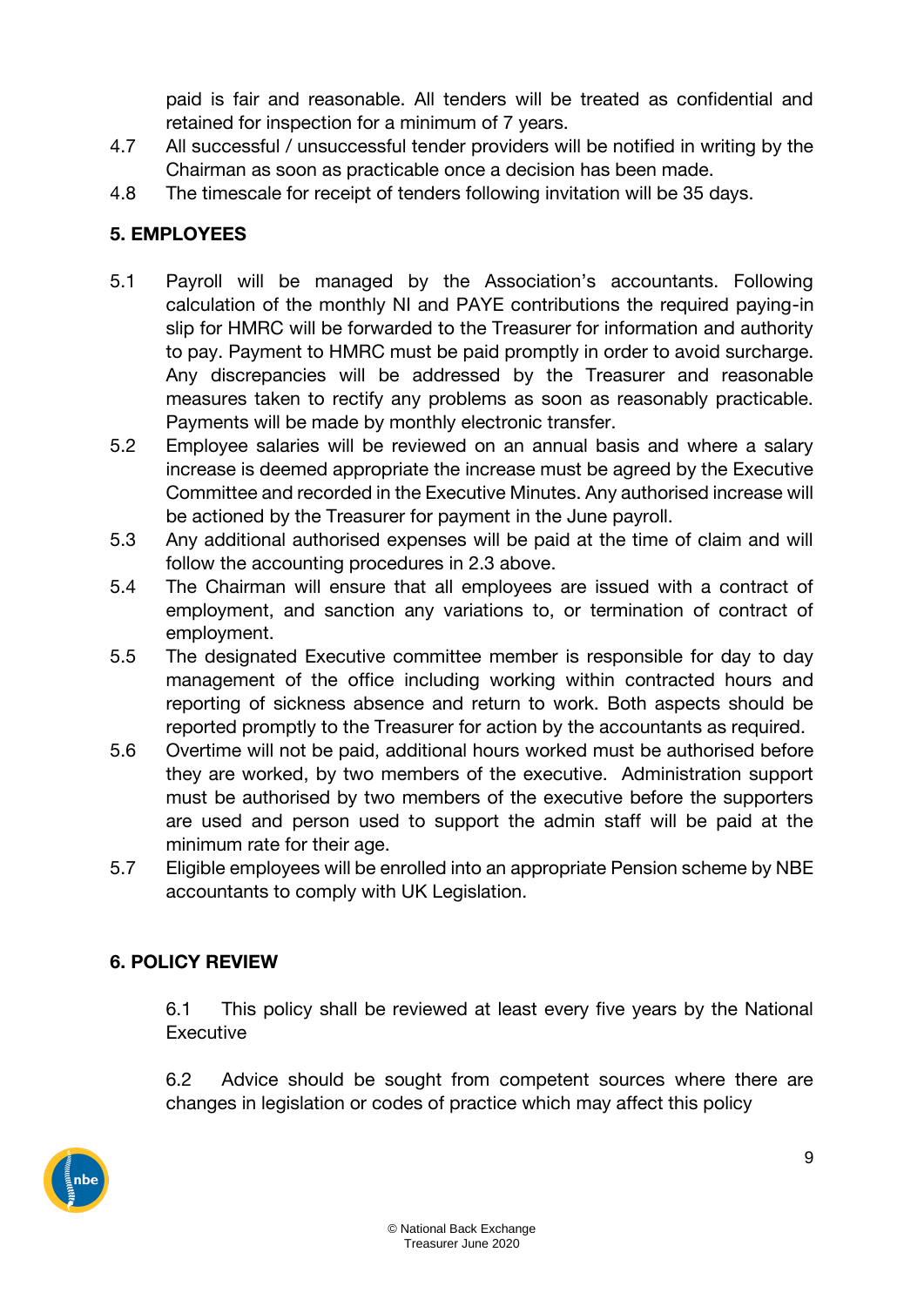paid is fair and reasonable. All tenders will be treated as confidential and retained for inspection for a minimum of 7 years.

4.7 All successful / unsuccessful tender providers will be notified in writing by the Chairman as soon as practicable once a decision has been made.

4.8 The timescale for receipt of tenders following invitation will be 35 days.

**5. EMPLOYEES**

5.1 Payroll will be managed by the Association's accountants. Following calculation of the monthly NI and PAYE contributions the required paying-in slip for HMRC will be forwarded to the Treasurer for information and authority to pay. Payment to HMRC must be paid promptly in order to avoid surcharge. Any discrepancies will be addressed by the Treasurer and reasonable measures taken to rectify any problems as soon as reasonably practicable. Payments will be made by monthly electronic transfer.

5.2 Employee salaries will be reviewed on an annual basis and where a salary increase is deemed appropriate the increase must be agreed by the Executive Committee and recorded in the Executive Minutes. Any authorised increase will be actioned by the Treasurer for payment in the June payroll.

5.3 Any additional authorised expenses will be paid at the time of claim and will follow the accounting procedures in 2.3 above.

5.4 The Chairman will ensure that all employees are issued with a contract of employment, and sanction any variations to, or termination of contract of employment.

5.5 The designated Executive committee member is responsible for day to day management of the office including working within contracted hours and reporting of sickness absence and return to work. Both aspects should be reported promptly to the Treasurer for action by the accountants as required.

5.6 Overtime will not be paid, additional hours worked must be authorised before they are worked, by two members of the executive. Administration support must be authorised by two members of the executive before the supporters are used and person used to support the admin staff will be paid at the minimum rate for their age.

5.7 Eligible employees will be enrolled into an appropriate Pension scheme by NBE accountants to comply with UK Legislation.

**6. POLICY REVIEW**

6.1 This policy shall be reviewed at least every five years by the National Executive

6.2 Advice should be sought from competent sources where there are changes in legislation or codes of practice which may affect this policy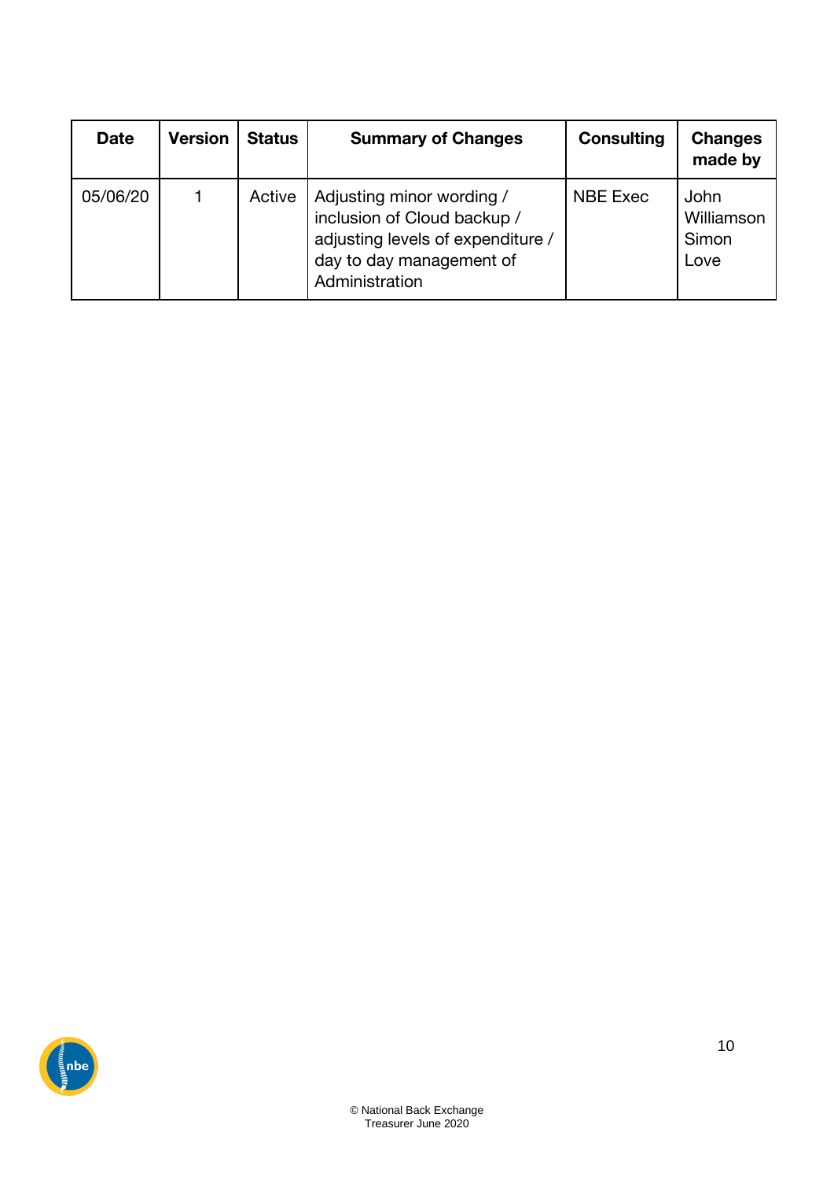| Date | Version | Status | Summary of Changes | Consulting | Changes made by |
|---|---|---|---|---|---|
| 05/06/20 | 1 | Active | Adjusting minor wording / inclusion of Cloud backup / adjusting levels of expenditure / day to day management of Administration | NBE Exec | John Williamson Simon Love |

© National Back Exchange
Treasurer June 2020